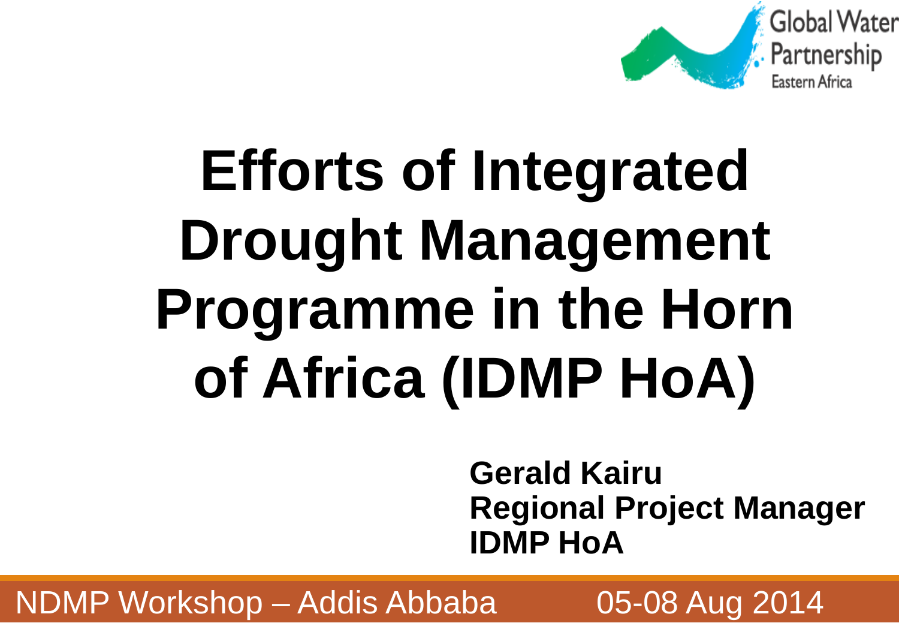Global Water Partnership
Eastern Africa

# Efforts of Integrated Drought Management Programme in the Horn of Africa (IDMP HoA)

**Gerald Kairu**
**Regional Project Manager**
**IDMP HoA**

NDMP Workshop – Addis Abbaba 05-08 Aug 2014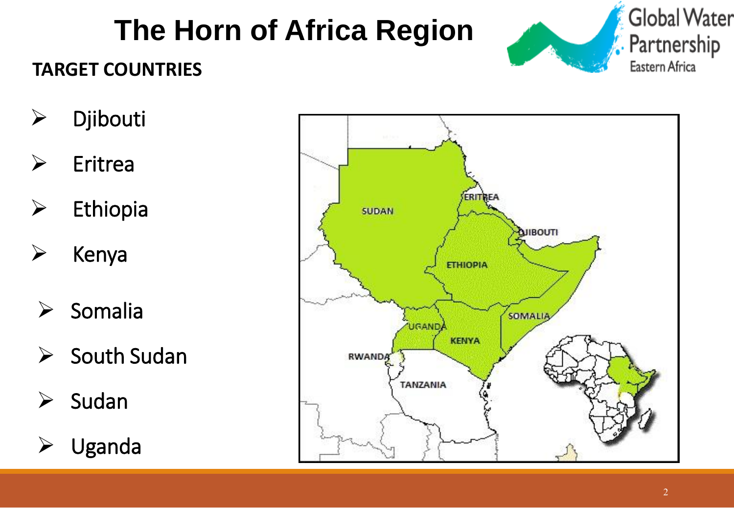# The Horn of Africa Region

Global Water Partnership Eastern Africa

**TARGET COUNTRIES**

- Djibouti
- Eritrea
- Ethiopia
- Kenya
- Somalia
- South Sudan
- Sudan
- Uganda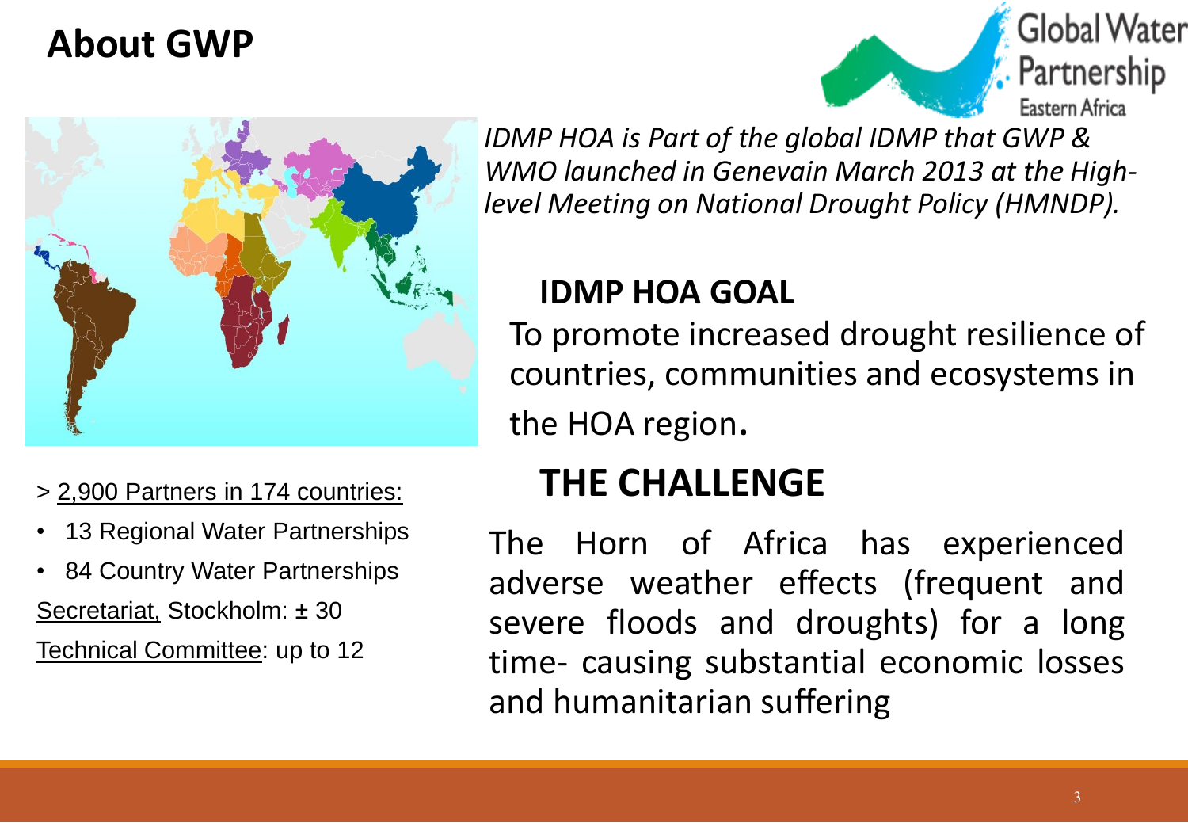# About GWP

Global Water Partnership
Eastern Africa

> 2,900 Partners in 174 countries:

- 13 Regional Water Partnerships
- 84 Country Water Partnerships

Secretariat, Stockholm: ± 30

Technical Committee: up to 12

*IDMP HOA is Part of the global IDMP that GWP & WMO launched in Genevain March 2013 at the High-level Meeting on National Drought Policy (HMNDP).*

## IDMP HOA GOAL

To promote increased drought resilience of countries, communities and ecosystems in the HOA region.

## THE CHALLENGE

The Horn of Africa has experienced adverse weather effects (frequent and severe floods and droughts) for a long time- causing substantial economic losses and humanitarian suffering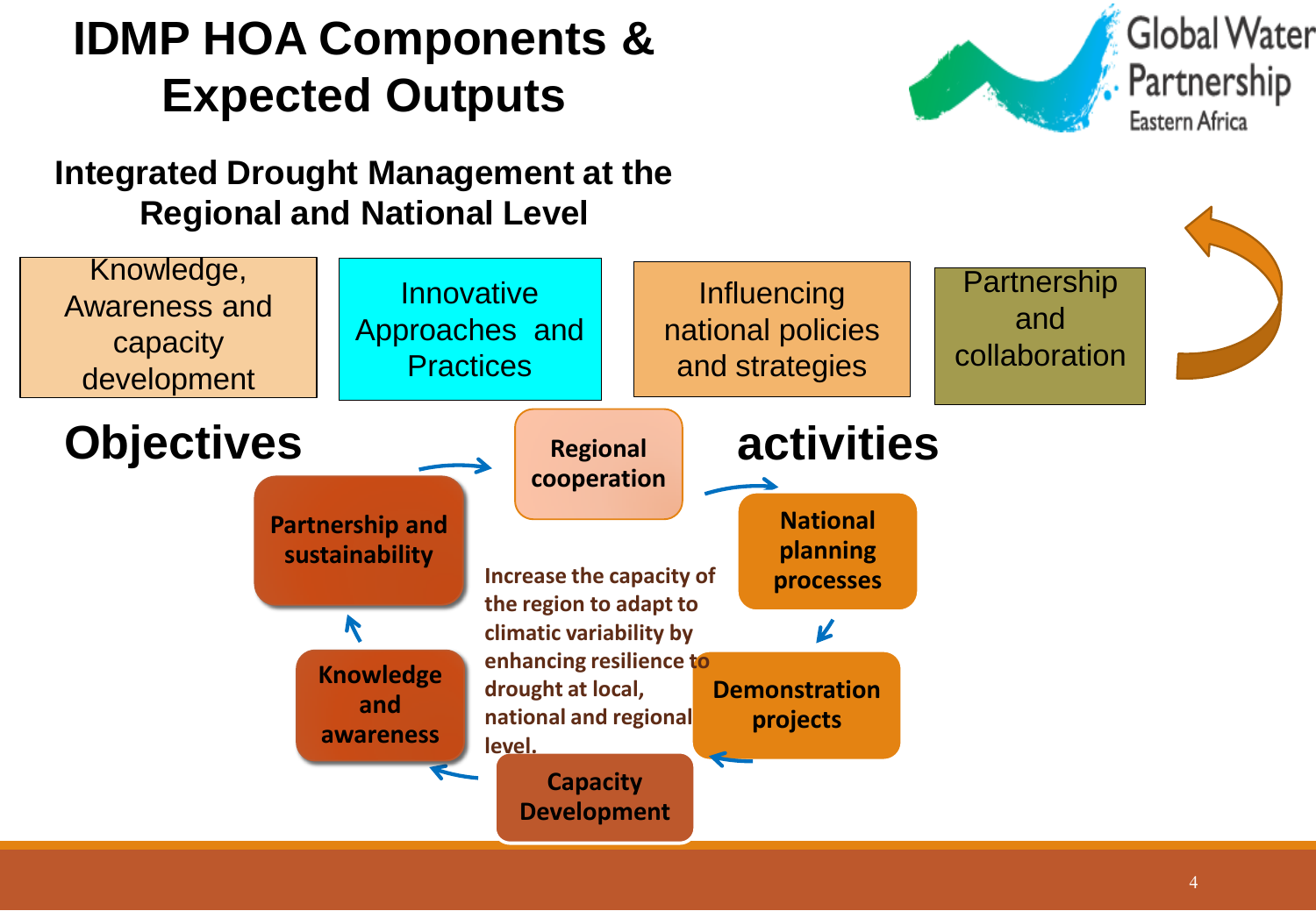# IDMP HOA Components & Expected Outputs

## Integrated Drought Management at the Regional and National Level

- Knowledge, Awareness and capacity development
- Innovative Approaches and Practices
- Influencing national policies and strategies
- Partnership and collaboration

## Objectives

## activities

- Regional cooperation
- National planning processes
- Demonstration projects
- Capacity Development
- Knowledge and awareness
- Partnership and sustainability

**Increase the capacity of the region to adapt to climatic variability by enhancing resilience to drought at local, national and regional level.**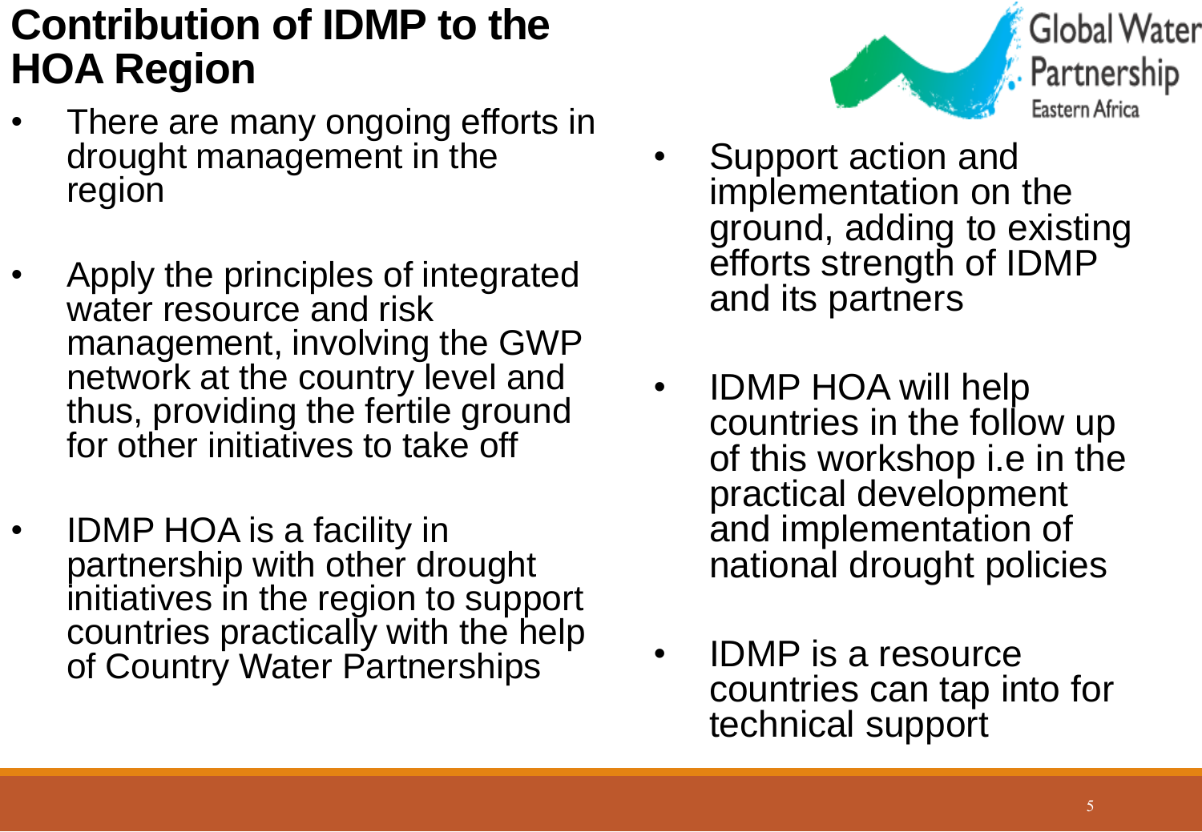# Contribution of IDMP to the HOA Region

- There are many ongoing efforts in drought management in the region
- Apply the principles of integrated water resource and risk management, involving the GWP network at the country level and thus, providing the fertile ground for other initiatives to take off
- IDMP HOA is a facility in partnership with other drought initiatives in the region to support countries practically with the help of Country Water Partnerships
- Support action and implementation on the ground, adding to existing efforts strength of IDMP and its partners
- IDMP HOA will help countries in the follow up of this workshop i.e in the practical development and implementation of national drought policies
- IDMP is a resource countries can tap into for technical support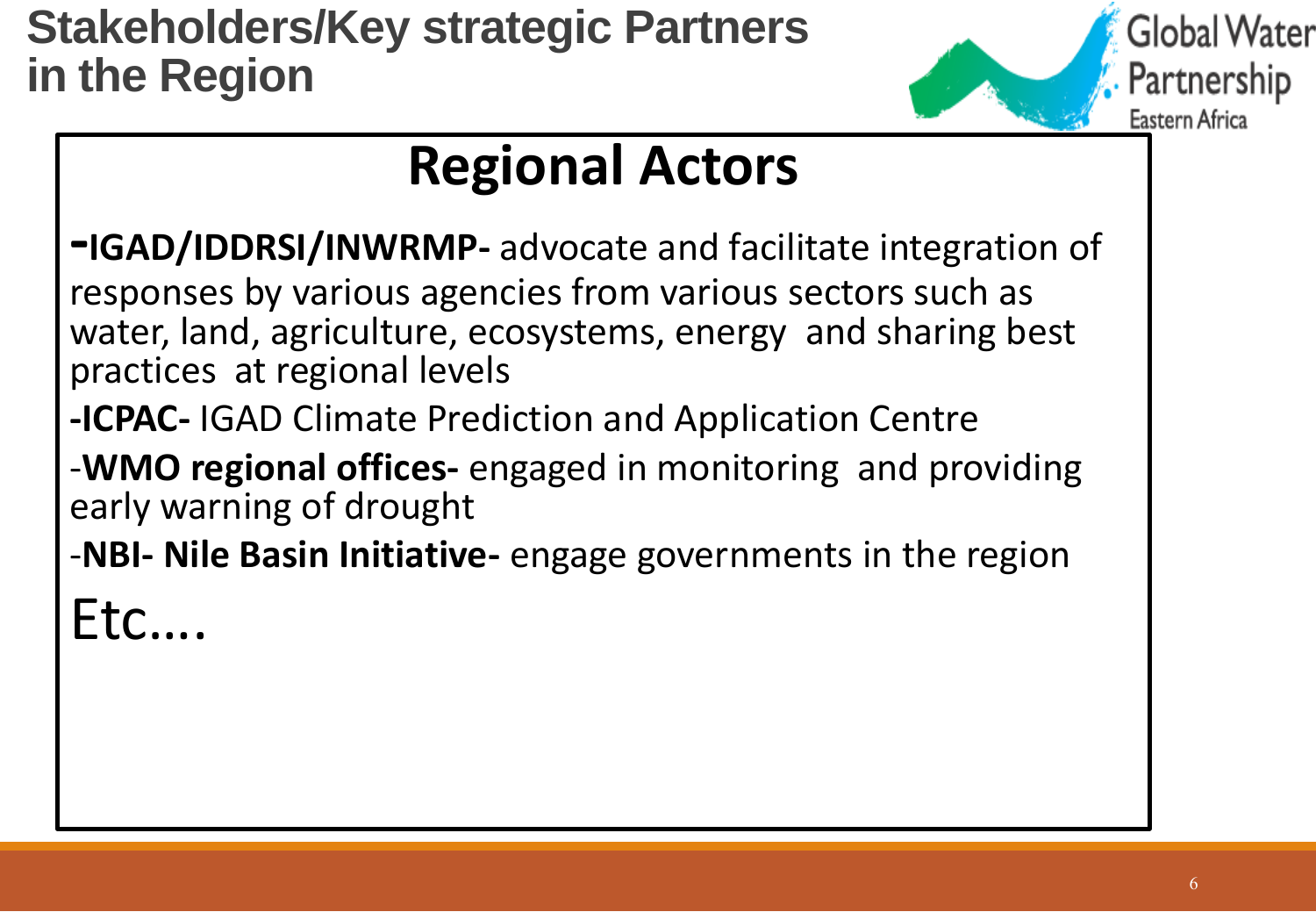# Stakeholders/Key strategic Partners in the Region

## Regional Actors

-**IGAD/IDDRSI/INWRMP-** advocate and facilitate integration of responses by various agencies from various sectors such as water, land, agriculture, ecosystems, energy and sharing best practices at regional levels

-**ICPAC-** IGAD Climate Prediction and Application Centre

-**WMO regional offices-** engaged in monitoring and providing early warning of drought

-**NBI- Nile Basin Initiative-** engage governments in the region

Etc....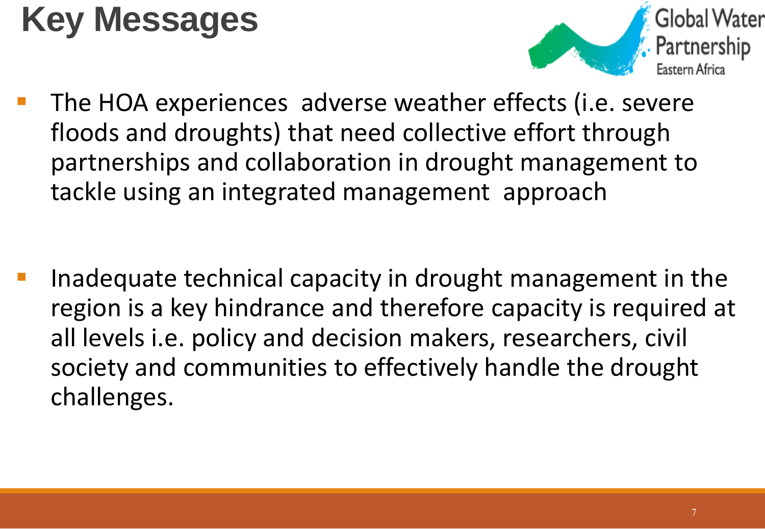# Key Messages

- The HOA experiences adverse weather effects (i.e. severe floods and droughts) that need collective effort through partnerships and collaboration in drought management to tackle using an integrated management approach

- Inadequate technical capacity in drought management in the region is a key hindrance and therefore capacity is required at all levels i.e. policy and decision makers, researchers, civil society and communities to effectively handle the drought challenges.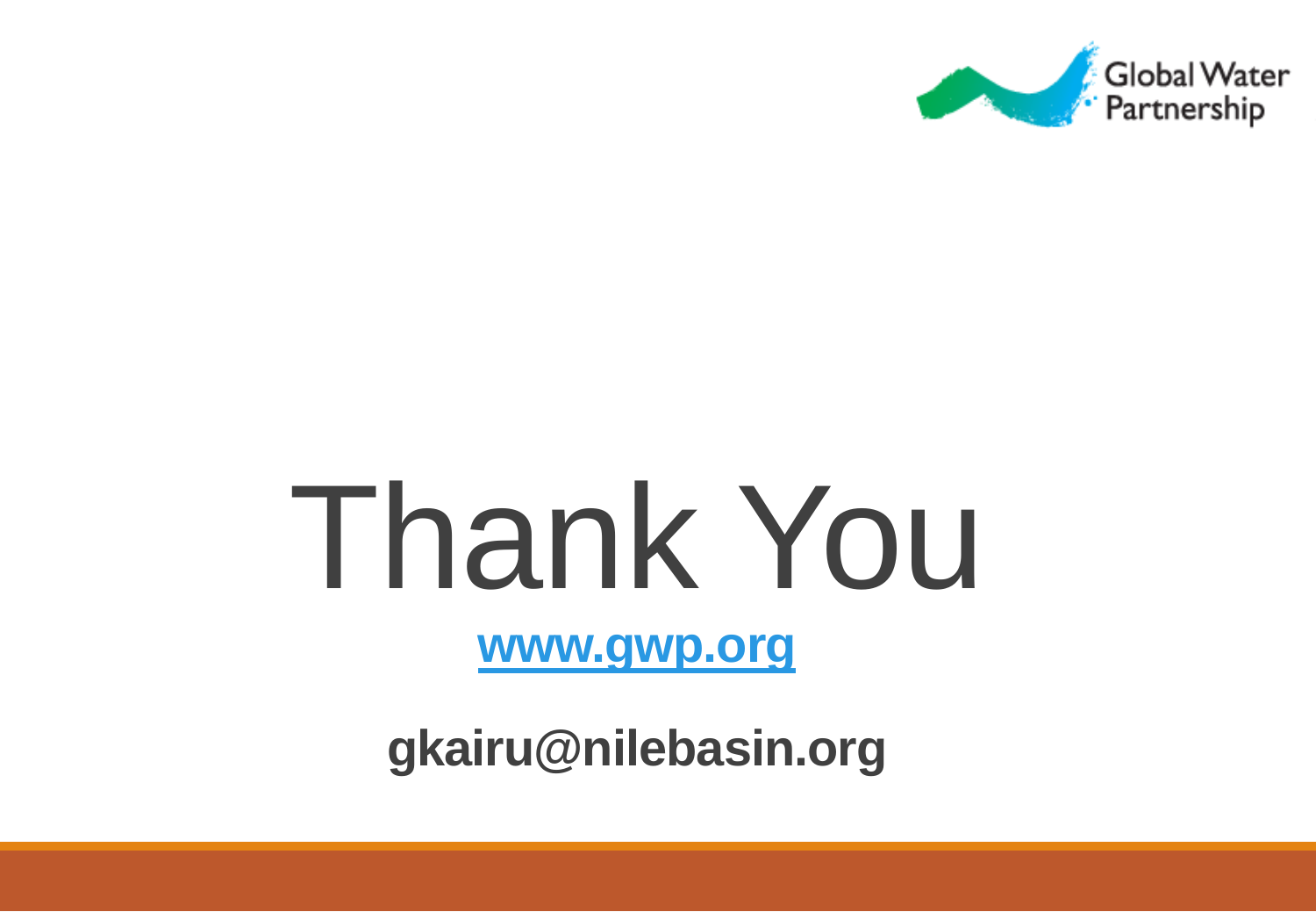Global Water Partnership

# Thank You

[www.gwp.org](http://www.gwp.org)

**gkairu@nilebasin.org**